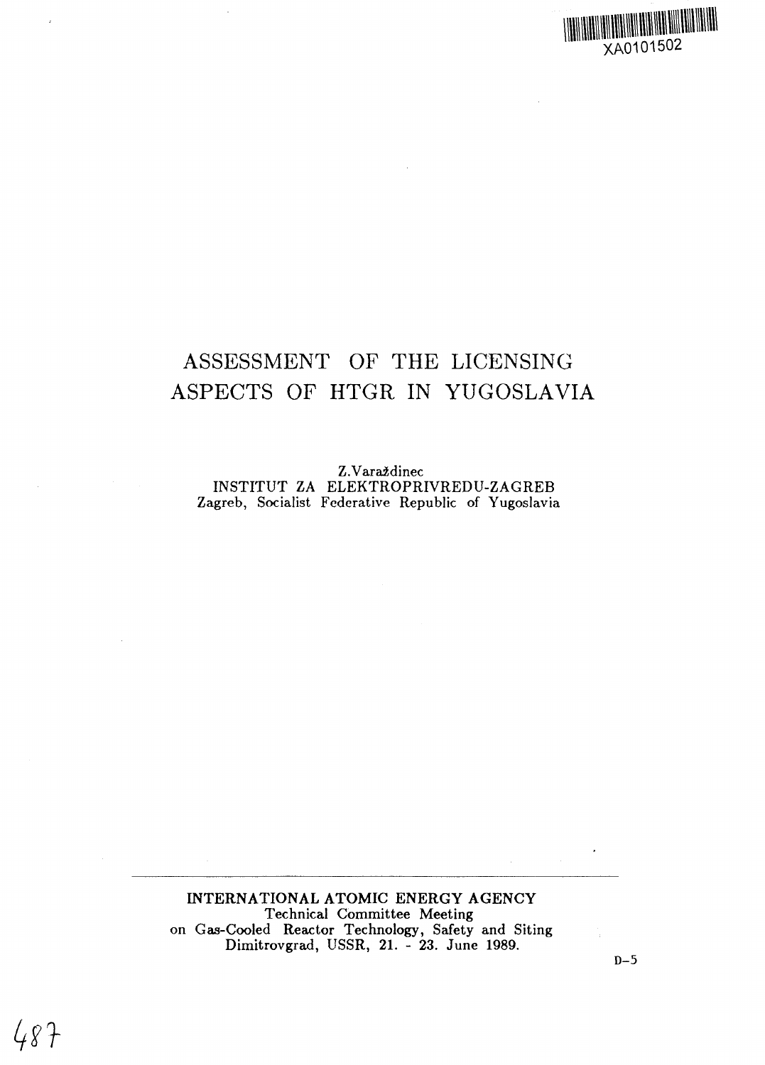XA0101502

# ASSESSMENT OF THE LICENSING ASPECTS OF HTGR IN YUGOSLAVIA

Z.Varaždinec
INSTITUT ZA ELEKTROPRIVREDU-ZAGREB
Zagreb, Socialist Federative Republic of Yugoslavia

---

INTERNATIONAL ATOMIC ENERGY AGENCY
Technical Committee Meeting
on Gas-Cooled Reactor Technology, Safety and Siting
Dimitrovgrad, USSR, 21. - 23. June 1989.

D-5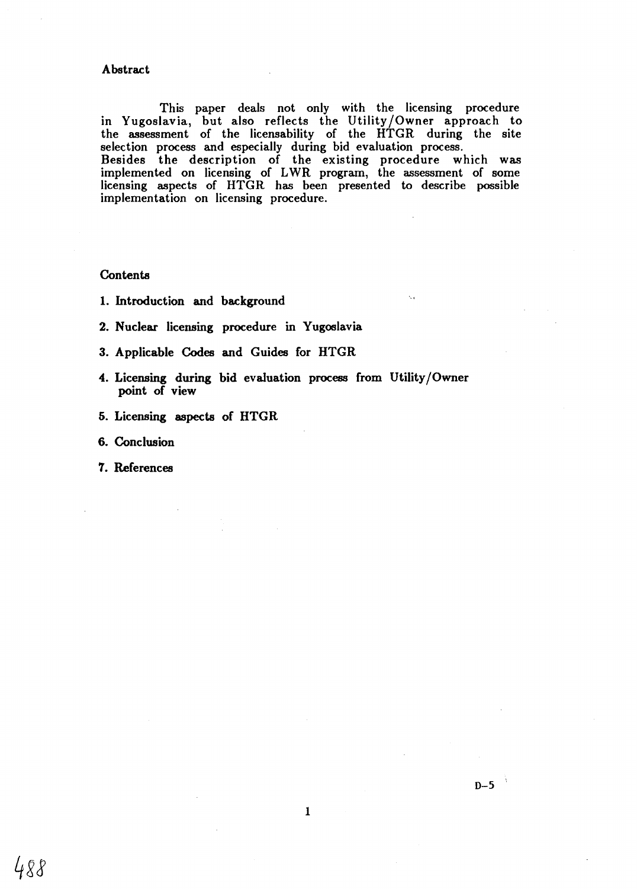## Abstract

This paper deals not only with the licensing procedure in Yugoslavia, but also reflects the Utility/Owner approach to the assessment of the licensability of the HTGR during the site selection process and especially during bid evaluation process.
Besides the description of the existing procedure which was implemented on licensing of LWR program, the assessment of some licensing aspects of HTGR has been presented to describe possible implementation on licensing procedure.

## Contents

1. Introduction and background
2. Nuclear licensing procedure in Yugoslavia
3. Applicable Codes and Guides for HTGR
4. Licensing during bid evaluation process from Utility/Owner point of view
5. Licensing aspects of HTGR
6. Conclusion
7. References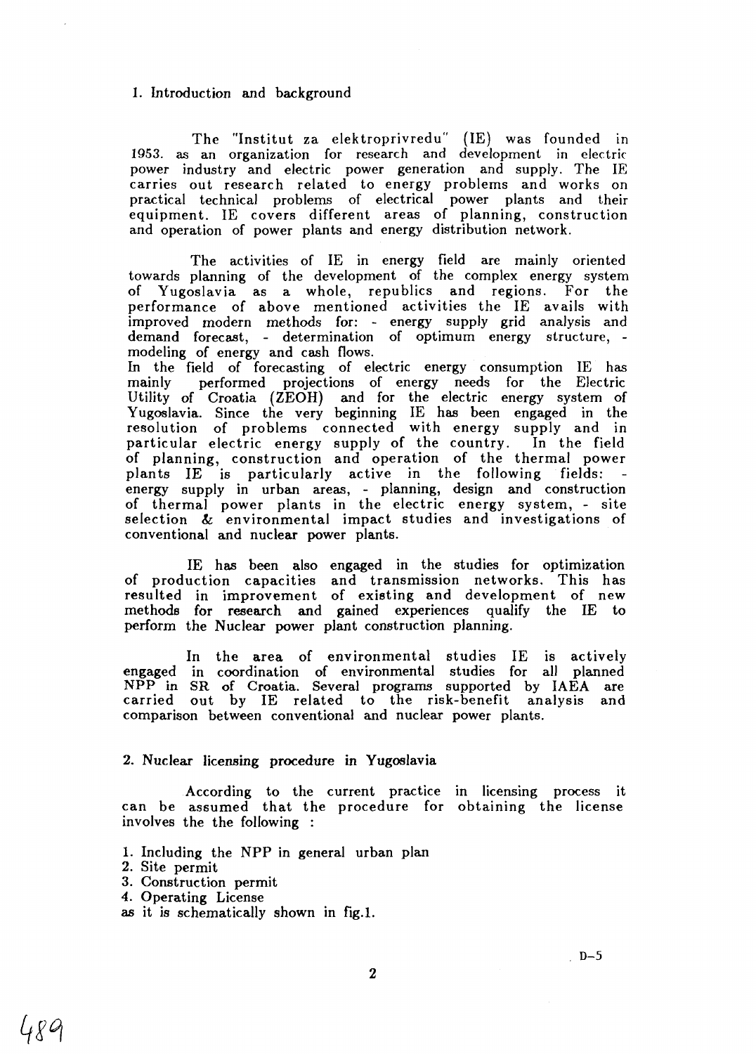## 1. Introduction and background

The "Institut za elektroprivredu" (IE) was founded in 1953. as an organization for research and development in electric power industry and electric power generation and supply. The IE carries out research related to energy problems and works on practical technical problems of electrical power plants and their equipment. IE covers different areas of planning, construction and operation of power plants and energy distribution network.

The activities of IE in energy field are mainly oriented towards planning of the development of the complex energy system of Yugoslavia as a whole, republics and regions. For the performance of above mentioned activities the IE avails with improved modern methods for: - energy supply grid analysis and demand forecast, - determination of optimum energy structure, - modeling of energy and cash flows.
In the field of forecasting of electric energy consumption IE has mainly performed projections of energy needs for the Electric Utility of Croatia (ZEOH) and for the electric energy system of Yugoslavia. Since the very beginning IE has been engaged in the resolution of problems connected with energy supply and in particular electric energy supply of the country. In the field of planning, construction and operation of the thermal power plants IE is particularly active in the following fields: - energy supply in urban areas, - planning, design and construction of thermal power plants in the electric energy system, - site selection & environmental impact studies and investigations of conventional and nuclear power plants.

IE has been also engaged in the studies for optimization of production capacities and transmission networks. This has resulted in improvement of existing and development of new methods for research and gained experiences qualify the IE to perform the Nuclear power plant construction planning.

In the area of environmental studies IE is actively engaged in coordination of environmental studies for all planned NPP in SR of Croatia. Several programs supported by IAEA are carried out by IE related to the risk-benefit analysis and comparison between conventional and nuclear power plants.

## 2. Nuclear licensing procedure in Yugoslavia

According to the current practice in licensing process it can be assumed that the procedure for obtaining the license involves the the following :

1. Including the NPP in general urban plan
2. Site permit
3. Construction permit
4. Operating License

as it is schematically shown in fig.1.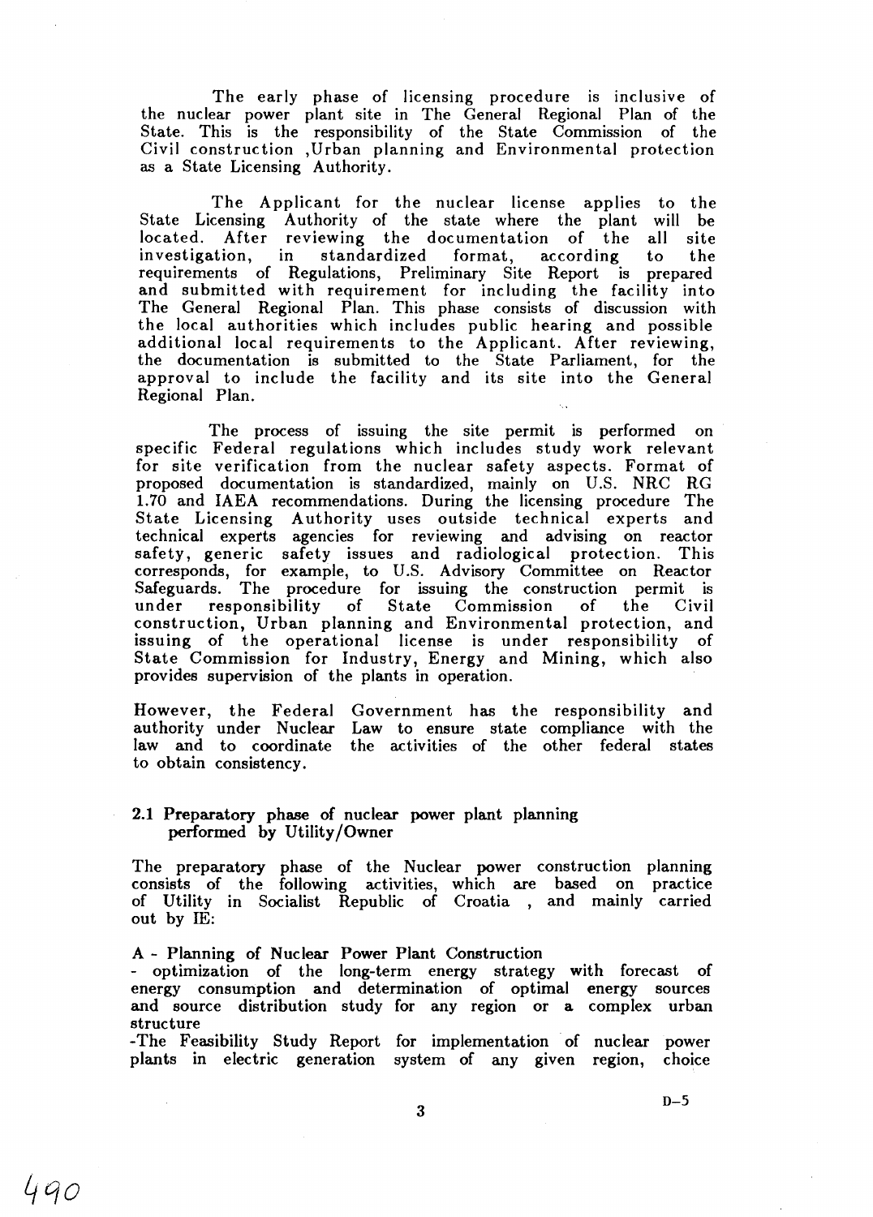The early phase of licensing procedure is inclusive of the nuclear power plant site in The General Regional Plan of the State. This is the responsibility of the State Commission of the Civil construction ,Urban planning and Environmental protection as a State Licensing Authority.

The Applicant for the nuclear license applies to the State Licensing Authority of the state where the plant will be located. After reviewing the documentation of the all site investigation, in standardized format, according to the requirements of Regulations, Preliminary Site Report is prepared and submitted with requirement for including the facility into The General Regional Plan. This phase consists of discussion with the local authorities which includes public hearing and possible additional local requirements to the Applicant. After reviewing, the documentation is submitted to the State Parliament, for the approval to include the facility and its site into the General Regional Plan.

The process of issuing the site permit is performed on specific Federal regulations which includes study work relevant for site verification from the nuclear safety aspects. Format of proposed documentation is standardized, mainly on U.S. NRC RG 1.70 and IAEA recommendations. During the licensing procedure The State Licensing Authority uses outside technical experts and technical experts agencies for reviewing and advising on reactor safety, generic safety issues and radiological protection. This corresponds, for example, to U.S. Advisory Committee on Reactor Safeguards. The procedure for issuing the construction permit is under responsibility of State Commission of the Civil construction, Urban planning and Environmental protection, and issuing of the operational license is under responsibility of State Commission for Industry, Energy and Mining, which also provides supervision of the plants in operation.

However, the Federal Government has the responsibility and authority under Nuclear Law to ensure state compliance with the law and to coordinate the activities of the other federal states to obtain consistency.

## 2.1 Preparatory phase of nuclear power plant planning performed by Utility/Owner

The preparatory phase of the Nuclear power construction planning consists of the following activities, which are based on practice of Utility in Socialist Republic of Croatia , and mainly carried out by IE:

**A - Planning of Nuclear Power Plant Construction**

- optimization of the long-term energy strategy with forecast of energy consumption and determination of optimal energy sources and source distribution study for any region or a complex urban structure
- The Feasibility Study Report for implementation of nuclear power plants in electric generation system of any given region, choice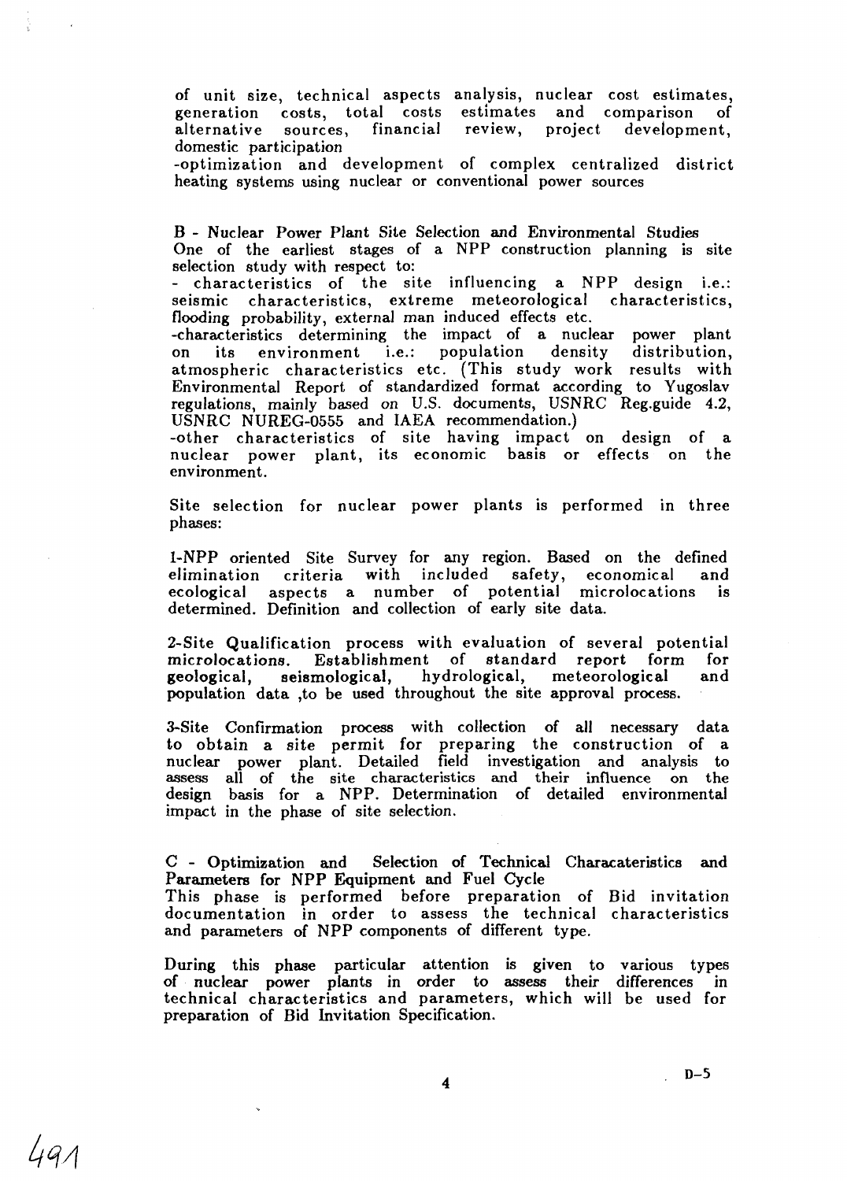of unit size, technical aspects analysis, nuclear cost estimates, generation costs, total costs estimates and comparison of alternative sources, financial review, project development, domestic participation

-optimization and development of complex centralized district heating systems using nuclear or conventional power sources

**B - Nuclear Power Plant Site Selection and Environmental Studies**

One of the earliest stages of a NPP construction planning is site selection study with respect to:

- characteristics of the site influencing a NPP design i.e.: seismic characteristics, extreme meteorological characteristics, flooding probability, external man induced effects etc.

-characteristics determining the impact of a nuclear power plant on its environment i.e.: population density distribution, atmospheric characteristics etc. (This study work results with Environmental Report of standardized format according to Yugoslav regulations, mainly based on U.S. documents, USNRC Reg.guide 4.2, USNRC NUREG-0555 and IAEA recommendation.)

-other characteristics of site having impact on design of a nuclear power plant, its economic basis or effects on the environment.

Site selection for nuclear power plants is performed in three phases:

1-NPP oriented Site Survey for any region. Based on the defined elimination criteria with included safety, economical and ecological aspects a number of potential microlocations is determined. Definition and collection of early site data.

2-Site Qualification process with evaluation of several potential microlocations. Establishment of standard report form for geological, seismological, hydrological, meteorological and population data ,to be used throughout the site approval process.

3-Site Confirmation process with collection of all necessary data to obtain a site permit for preparing the construction of a nuclear power plant. Detailed field investigation and analysis to assess all of the site characteristics and their influence on the design basis for a NPP. Determination of detailed environmental impact in the phase of site selection.

**C - Optimization and Selection of Technical Characateristics and Parameters for NPP Equipment and Fuel Cycle**

This phase is performed before preparation of Bid invitation documentation in order to assess the technical characteristics and parameters of NPP components of different type.

During this phase particular attention is given to various types of nuclear power plants in order to assess their differences in technical characteristics and parameters, which will be used for preparation of Bid Invitation Specification.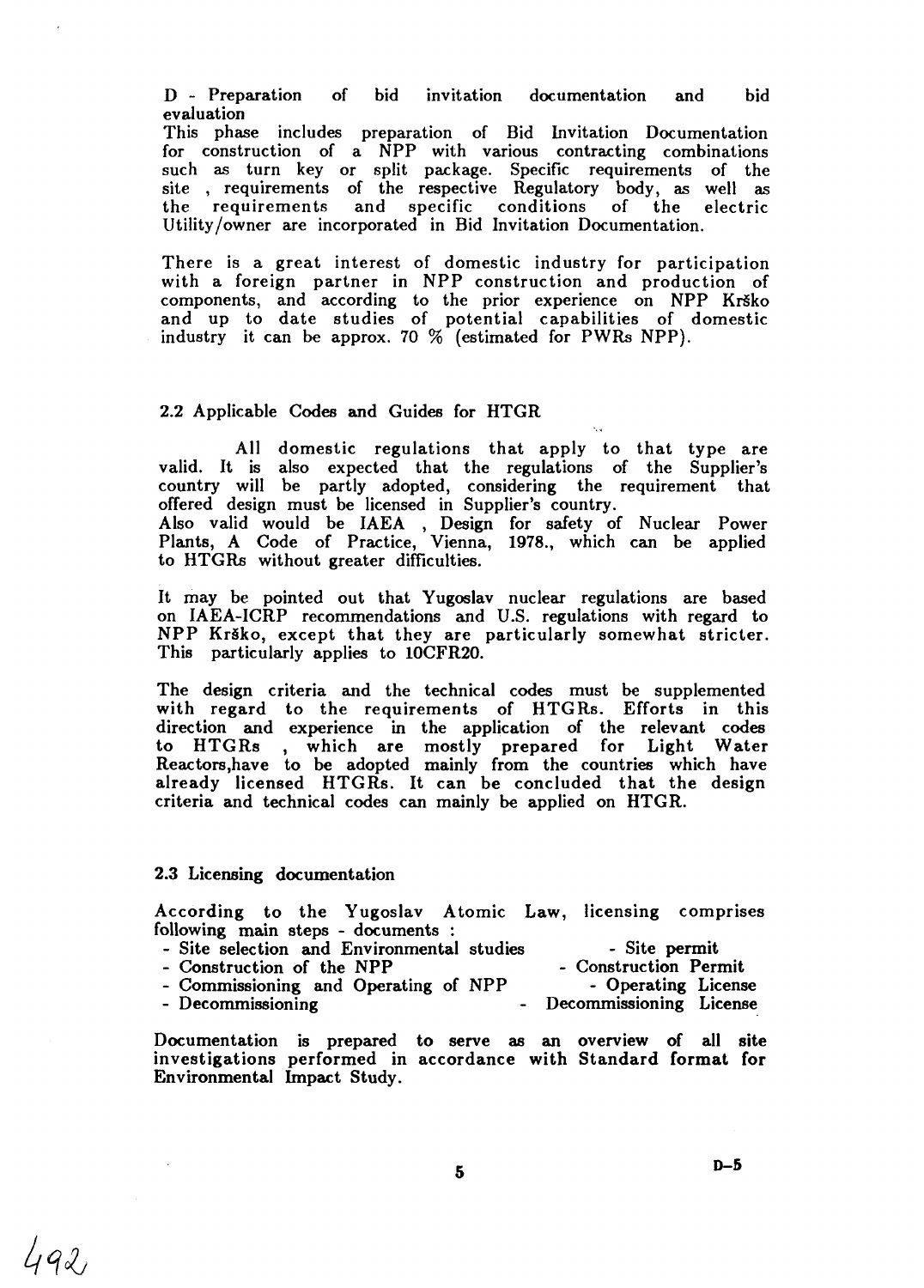D - Preparation of bid invitation documentation and bid evaluation

This phase includes preparation of Bid Invitation Documentation for construction of a NPP with various contracting combinations such as turn key or split package. Specific requirements of the site , requirements of the respective Regulatory body, as well as the requirements and specific conditions of the electric Utility/owner are incorporated in Bid Invitation Documentation.

There is a great interest of domestic industry for participation with a foreign partner in NPP construction and production of components, and according to the prior experience on NPP Krško and up to date studies of potential capabilities of domestic industry it can be approx. 70 % (estimated for PWRs NPP).

## 2.2 Applicable Codes and Guides for HTGR

All domestic regulations that apply to that type are valid. It is also expected that the regulations of the Supplier's country will be partly adopted, considering the requirement that offered design must be licensed in Supplier's country.

Also valid would be IAEA , Design for safety of Nuclear Power Plants, A Code of Practice, Vienna, 1978., which can be applied to HTGRs without greater difficulties.

It may be pointed out that Yugoslav nuclear regulations are based on IAEA-ICRP recommendations and U.S. regulations with regard to NPP Krško, except that they are particularly somewhat stricter. This particularly applies to 10CFR20.

The design criteria and the technical codes must be supplemented with regard to the requirements of HTGRs. Efforts in this direction and experience in the application of the relevant codes to HTGRs , which are mostly prepared for Light Water Reactors,have to be adopted mainly from the countries which have already licensed HTGRs. It can be concluded that the design criteria and technical codes can mainly be applied on HTGR.

## 2.3 Licensing documentation

According to the Yugoslav Atomic Law, licensing comprises following main steps - documents :

- Site selection and Environmental studies - Site permit
- Construction of the NPP - Construction Permit
- Commissioning and Operating of NPP - Operating License
- Decommissioning - Decommissioning License

Documentation is prepared to serve as an overview of all site investigations performed in accordance with Standard format for Environmental Impact Study.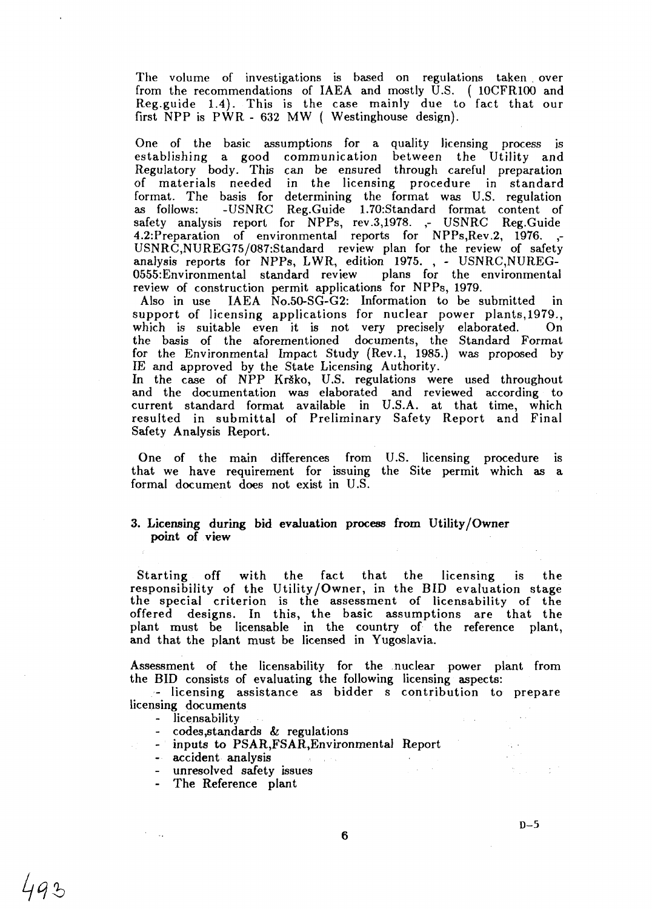The volume of investigations is based on regulations taken over from the recommendations of IAEA and mostly U.S. ( 10CFR100 and Reg.guide 1.4). This is the case mainly due to fact that our first NPP is PWR - 632 MW ( Westinghouse design).

One of the basic assumptions for a quality licensing process is establishing a good communication between the Utility and Regulatory body. This can be ensured through careful preparation of materials needed in the licensing procedure in standard format. The basis for determining the format was U.S. regulation as follows: -USNRC Reg.Guide 1.70:Standard format content of safety analysis report for NPPs, rev.3,1978. ,- USNRC Reg.Guide 4.2:Preparation of environmental reports for NPPs,Rev.2, 1976. ,- USNRC,NUREG75/087:Standard review plan for the review of safety analysis reports for NPPs, LWR, edition 1975. , - USNRC,NUREG-0555:Environmental standard review plans for the environmental review of construction permit applications for NPPs, 1979.
Also in use IAEA No.50-SG-G2: Information to be submitted in support of licensing applications for nuclear power plants,1979., which is suitable even it is not very precisely elaborated. On the basis of the aforementioned documents, the Standard Format for the Environmental Impact Study (Rev.1, 1985.) was proposed by IE and approved by the State Licensing Authority.
In the case of NPP Krško, U.S. regulations were used throughout and the documentation was elaborated and reviewed according to current standard format available in U.S.A. at that time, which resulted in submittal of Preliminary Safety Report and Final Safety Analysis Report.

One of the main differences from U.S. licensing procedure is that we have requirement for issuing the Site permit which as a formal document does not exist in U.S.

### 3. Licensing during bid evaluation process from Utility/Owner point of view

Starting off with the fact that the licensing is the responsibility of the Utility/Owner, in the BID evaluation stage the special criterion is the assessment of licensability of the offered designs. In this, the basic assumptions are that the plant must be licensable in the country of the reference plant, and that the plant must be licensed in Yugoslavia.

Assessment of the licensability for the nuclear power plant from the BID consists of evaluating the following licensing aspects:

- licensing assistance as bidder s contribution to prepare licensing documents
- licensability
- codes,standards & regulations
- inputs to PSAR,FSAR,Environmental Report
- accident analysis
- unresolved safety issues
- The Reference plant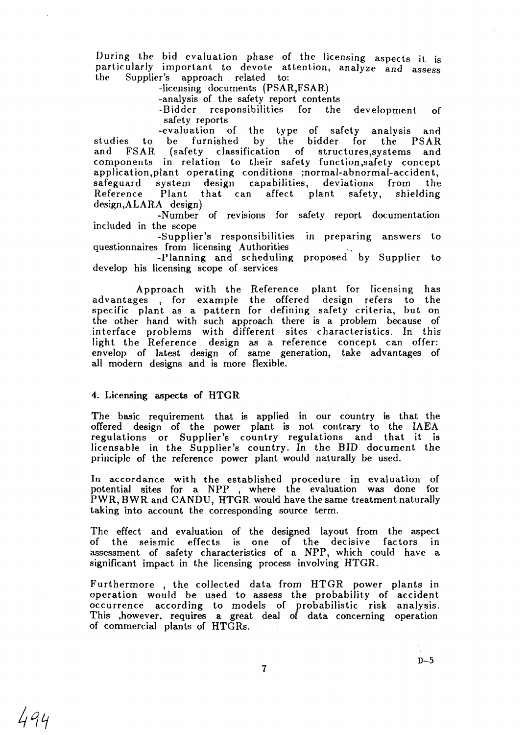During the bid evaluation phase of the licensing aspects it is particularly important to devote attention, analyze and assess the Supplier's approach related to:

- -licensing documents (PSAR,FSAR)
- -analysis of the safety report contents
- -Bidder responsibilities for the development of safety reports
- -evaluation of the type of safety analysis and studies to be furnished by the bidder for the PSAR and FSAR (safety classification of structures,systems and components in relation to their safety function,safety concept application,plant operating conditions ;normal-abnormal-accident, safeguard system design capabilities, deviations from the Reference Plant that can affect plant safety, shielding design,ALARA design)
- -Number of revisions for safety report documentation included in the scope
- -Supplier's responsibilities in preparing answers to questionnaires from licensing Authorities
- -Planning and scheduling proposed by Supplier to develop his licensing scope of services

Approach with the Reference plant for licensing has advantages , for example the offered design refers to the specific plant as a pattern for defining safety criteria, but on the other hand with such approach there is a problem because of interface problems with different sites characteristics. In this light the Reference design as a reference concept can offer: envelop of latest design of same generation, take advantages of all modern designs and is more flexible.

## 4. Licensing aspects of HTGR

The basic requirement that is applied in our country is that the offered design of the power plant is not contrary to the IAEA regulations or Supplier's country regulations and that it is licensable in the Supplier's country. In the BID document the principle of the reference power plant would naturally be used.

In accordance with the established procedure in evaluation of potential sites for a NPP , where the evaluation was done for PWR, BWR and CANDU, HTGR would have the same treatment naturally taking into account the corresponding source term.

The effect and evaluation of the designed layout from the aspect of the seismic effects is one of the decisive factors in assessment of safety characteristics of a NPP, which could have a significant impact in the licensing process involving HTGR.

Furthermore , the collected data from HTGR power plants in operation would be used to assess the probability of accident occurrence according to models of probabilistic risk analysis. This ,however, requires a great deal of data concerning operation of commercial plants of HTGRs.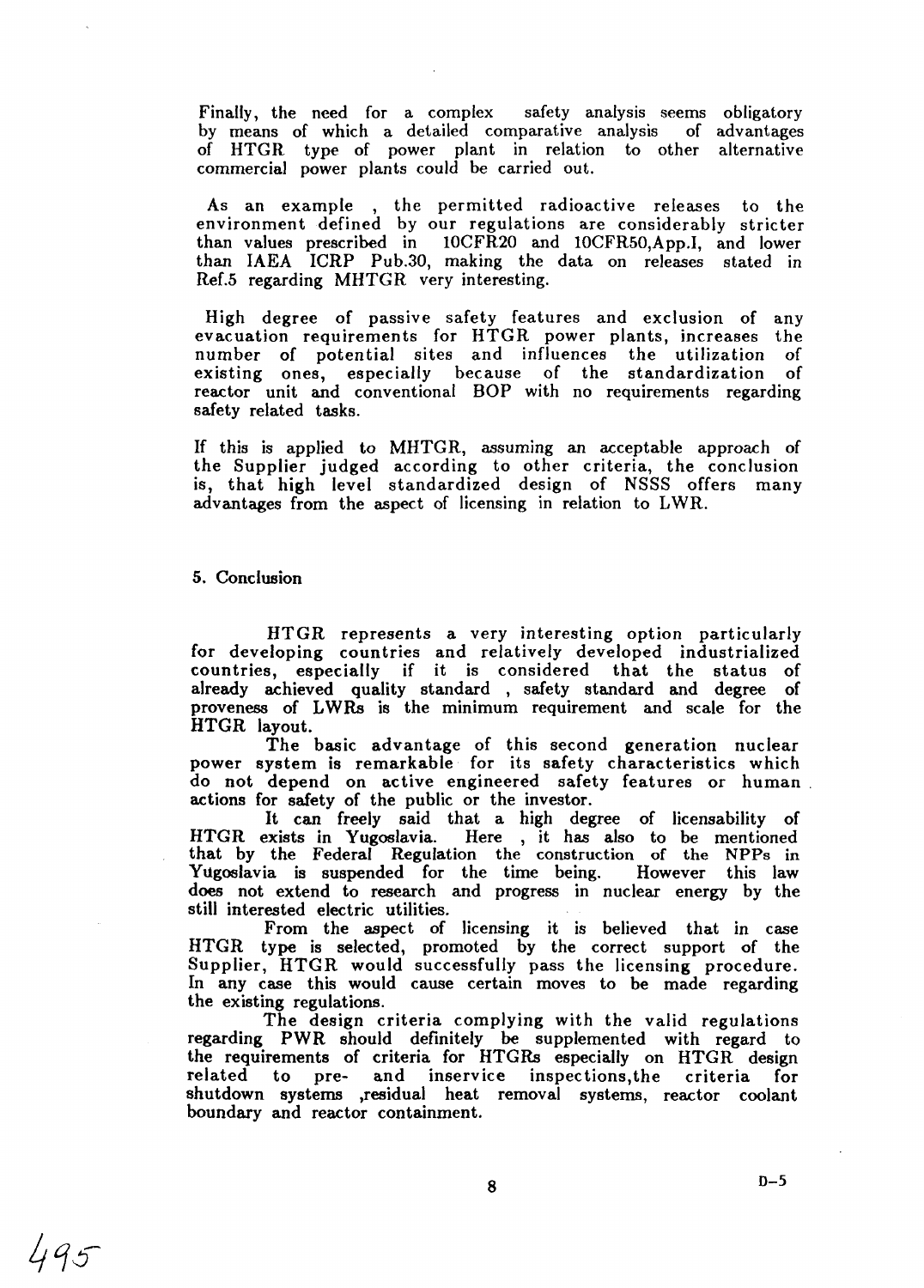Finally, the need for a complex safety analysis seems obligatory by means of which a detailed comparative analysis of advantages of HTGR type of power plant in relation to other alternative commercial power plants could be carried out.

As an example , the permitted radioactive releases to the environment defined by our regulations are considerably stricter than values prescribed in 10CFR20 and 10CFR50,App.I, and lower than IAEA ICRP Pub.30, making the data on releases stated in Ref.5 regarding MHTGR very interesting.

High degree of passive safety features and exclusion of any evacuation requirements for HTGR power plants, increases the number of potential sites and influences the utilization of existing ones, especially because of the standardization of reactor unit and conventional BOP with no requirements regarding safety related tasks.

If this is applied to MHTGR, assuming an acceptable approach of the Supplier judged according to other criteria, the conclusion is, that high level standardized design of NSSS offers many advantages from the aspect of licensing in relation to LWR.

## 5. Conclusion

HTGR represents a very interesting option particularly for developing countries and relatively developed industrialized countries, especially if it is considered that the status of already achieved quality standard , safety standard and degree of proveness of LWRs is the minimum requirement and scale for the HTGR layout.

The basic advantage of this second generation nuclear power system is remarkable for its safety characteristics which do not depend on active engineered safety features or human actions for safety of the public or the investor.

It can freely said that a high degree of licensability of HTGR exists in Yugoslavia. Here , it has also to be mentioned that by the Federal Regulation the construction of the NPPs in Yugoslavia is suspended for the time being. However this law does not extend to research and progress in nuclear energy by the still interested electric utilities.

From the aspect of licensing it is believed that in case HTGR type is selected, promoted by the correct support of the Supplier, HTGR would successfully pass the licensing procedure. In any case this would cause certain moves to be made regarding the existing regulations.

The design criteria complying with the valid regulations regarding PWR should definitely be supplemented with regard to the requirements of criteria for HTGRs especially on HTGR design related to pre- and inservice inspections,the criteria for shutdown systems ,residual heat removal systems, reactor coolant boundary and reactor containment.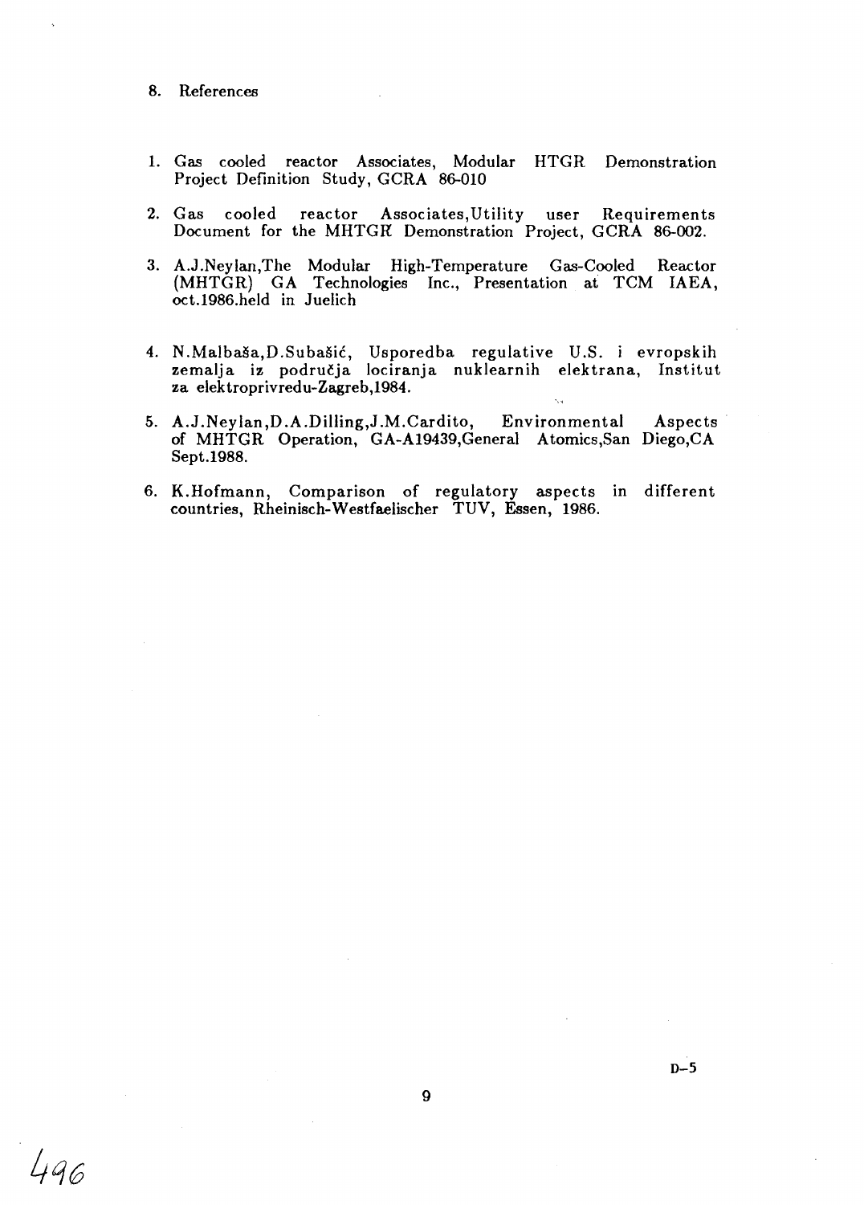## 8. References

1. Gas cooled reactor Associates, Modular HTGR Demonstration Project Definition Study, GCRA 86-010

2. Gas cooled reactor Associates,Utility user Requirements Document for the MHTGR Demonstration Project, GCRA 86-002.

3. A.J.Neylan,The Modular High-Temperature Gas-Cooled Reactor (MHTGR) GA Technologies Inc., Presentation at TCM IAEA, oct.1986.held in Juelich

4. N.Malbaša,D.Subašić, Usporedba regulative U.S. i evropskih zemalja iz područja lociranja nuklearnih elektrana, Institut za elektroprivredu-Zagreb,1984.

5. A.J.Neylan,D.A.Dilling,J.M.Cardito, Environmental Aspects of MHTGR Operation, GA-A19439,General Atomics,San Diego,CA Sept.1988.

6. K.Hofmann, Comparison of regulatory aspects in different countries, Rheinisch-Westfaelischer TUV, Essen, 1986.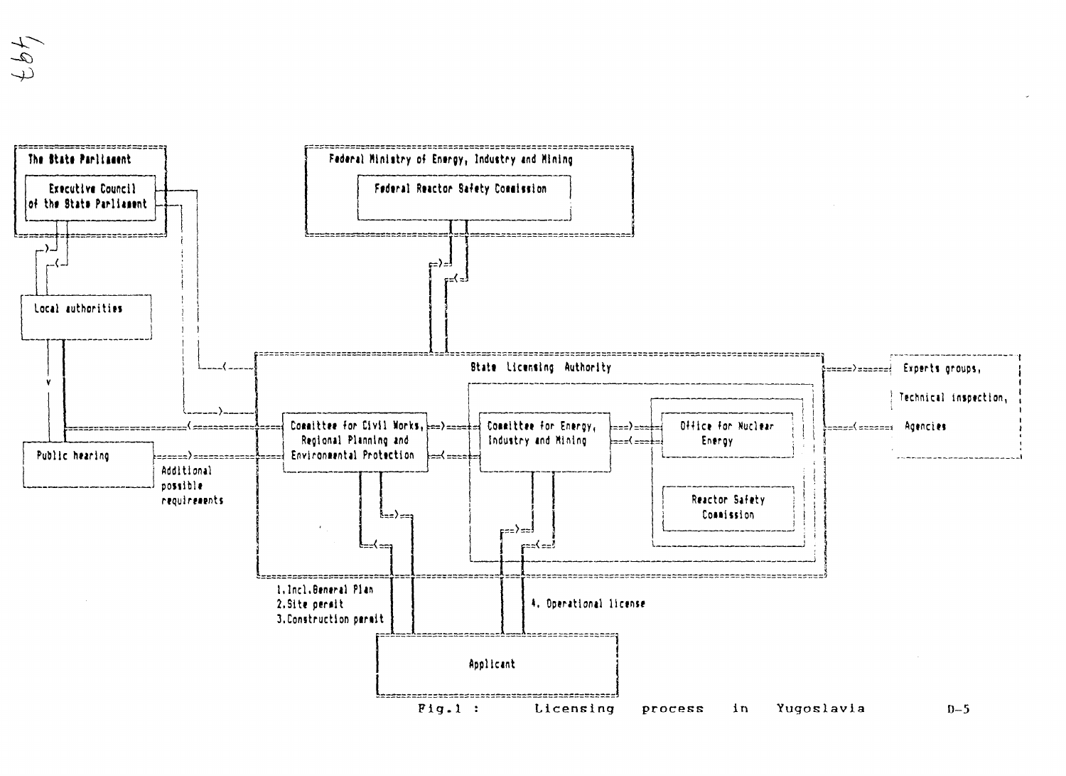The State Parliament

Executive Council of the State Parliament

Federal Ministry of Energy, Industry and Mining

Federal Reactor Safety Commission

Local authorities

State Licensing Authority

Experts groups,

Technical inspection,

Agencies

Public hearing

Additional possible requirements

Committee for Civil Works, Regional Planning and Environmental Protection

Committee for Energy, Industry and Mining

Office for Nuclear Energy

Reactor Safety Commission

1. Incl. General Plan
2. Site permit
3. Construction permit

4. Operational license

Applicant

Fig.1 : Licensing process in Yugoslavia

D-5